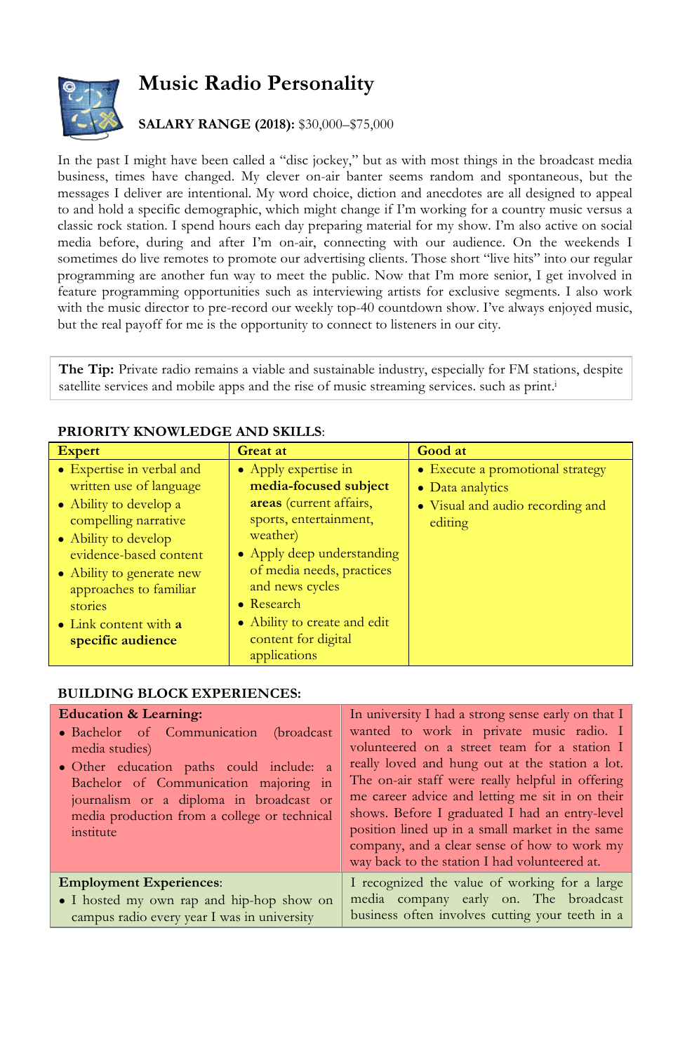# Music Radio Personality

**SALARY RANGE (2018):** $30,000–$75,000

In the past I might have been called a "disc jockey," but as with most things in the broadcast media business, times have changed. My clever on-air banter seems random and spontaneous, but the messages I deliver are intentional. My word choice, diction and anecdotes are all designed to appeal to and hold a specific demographic, which might change if I'm working for a country music versus a classic rock station. I spend hours each day preparing material for my show. I'm also active on social media before, during and after I'm on-air, connecting with our audience. On the weekends I sometimes do live remotes to promote our advertising clients. Those short "live hits" into our regular programming are another fun way to meet the public. Now that I'm more senior, I get involved in feature programming opportunities such as interviewing artists for exclusive segments. I also work with the music director to pre-record our weekly top-40 countdown show. I've always enjoyed music, but the real payoff for me is the opportunity to connect to listeners in our city.

**The Tip:** Private radio remains a viable and sustainable industry, especially for FM stations, despite satellite services and mobile apps and the rise of music streaming services. such as print.[i]

**PRIORITY KNOWLEDGE AND SKILLS**:

| Expert | Great at | Good at |
|---|---|---|
| • Expertise in verbal and written use of language<br>• Ability to develop a compelling narrative<br>• Ability to develop evidence-based content<br>• Ability to generate new approaches to familiar stories<br>• Link content with **a specific audience** | • Apply expertise in **media-focused subject areas** (current affairs, sports, entertainment, weather)<br>• Apply deep understanding of media needs, practices and news cycles<br>• Research<br>• Ability to create and edit content for digital applications | • Execute a promotional strategy<br>• Data analytics<br>• Visual and audio recording and editing |

**BUILDING BLOCK EXPERIENCES:**

| | |
|---|---|
| **Education & Learning:**<br>• Bachelor of Communication (broadcast media studies)<br>• Other education paths could include: a Bachelor of Communication majoring in journalism or a diploma in broadcast or media production from a college or technical institute | In university I had a strong sense early on that I wanted to work in private music radio. I volunteered on a street team for a station I really loved and hung out at the station a lot. The on-air staff were really helpful in offering me career advice and letting me sit in on their shows. Before I graduated I had an entry-level position lined up in a small market in the same company, and a clear sense of how to work my way back to the station I had volunteered at. |
| **Employment Experiences**:<br>• I hosted my own rap and hip-hop show on campus radio every year I was in university | I recognized the value of working for a large media company early on. The broadcast business often involves cutting your teeth in a |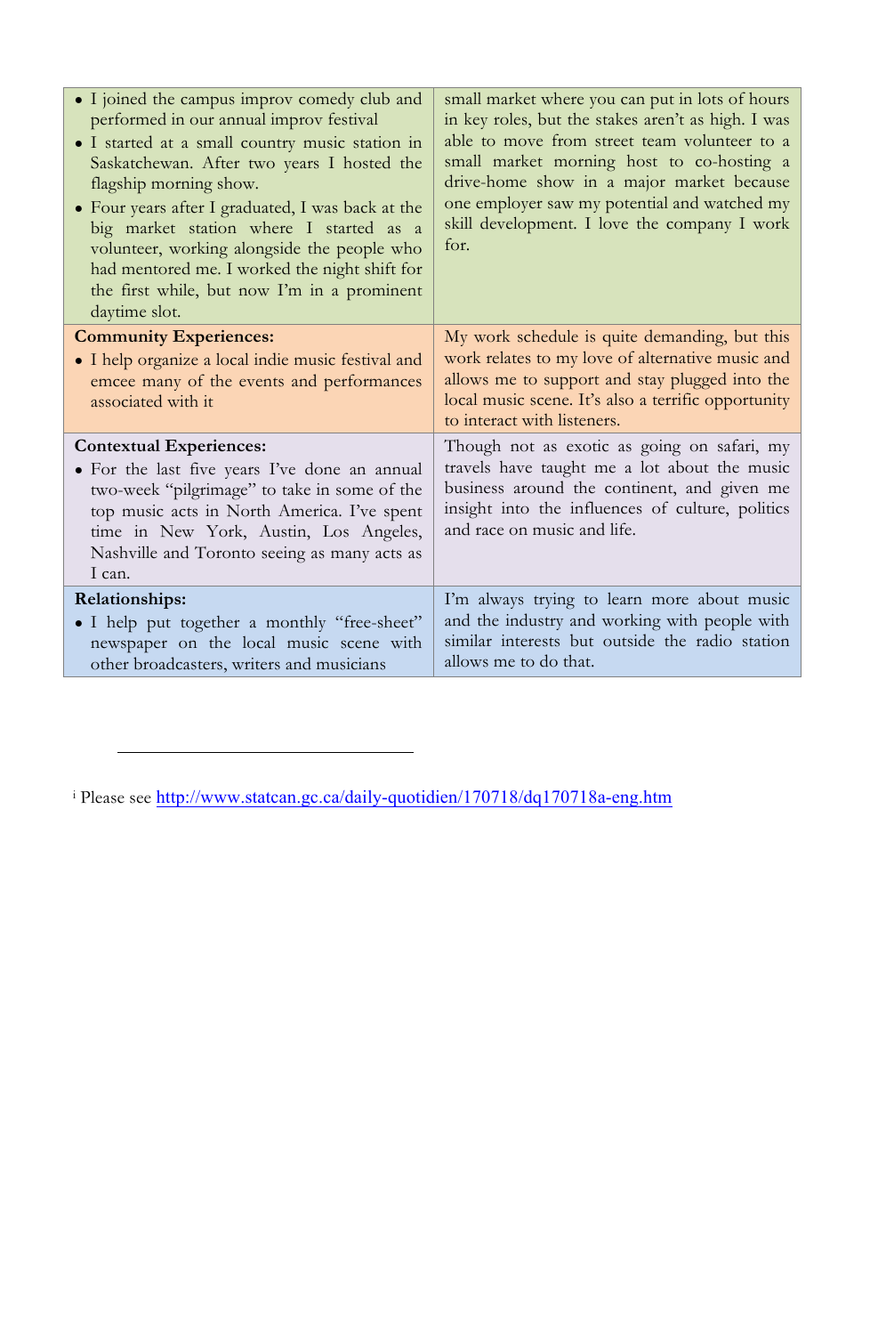| | |
|---|---|
| • I joined the campus improv comedy club and performed in our annual improv festival<br>• I started at a small country music station in Saskatchewan. After two years I hosted the flagship morning show.<br>• Four years after I graduated, I was back at the big market station where I started as a volunteer, working alongside the people who had mentored me. I worked the night shift for the first while, but now I'm in a prominent daytime slot. | small market where you can put in lots of hours in key roles, but the stakes aren't as high. I was able to move from street team volunteer to a small market morning host to co-hosting a drive-home show in a major market because one employer saw my potential and watched my skill development. I love the company I work for. |
| **Community Experiences:**<br>• I help organize a local indie music festival and emcee many of the events and performances associated with it | My work schedule is quite demanding, but this work relates to my love of alternative music and allows me to support and stay plugged into the local music scene. It's also a terrific opportunity to interact with listeners. |
| **Contextual Experiences:**<br>• For the last five years I've done an annual two-week "pilgrimage" to take in some of the top music acts in North America. I've spent time in New York, Austin, Los Angeles, Nashville and Toronto seeing as many acts as I can. | Though not as exotic as going on safari, my travels have taught me a lot about the music business around the continent, and given me insight into the influences of culture, politics and race on music and life. |
| **Relationships:**<br>• I help put together a monthly "free-sheet" newspaper on the local music scene with other broadcasters, writers and musicians | I'm always trying to learn more about music and the industry and working with people with similar interests but outside the radio station allows me to do that. |

---

[i] Please see http://www.statcan.gc.ca/daily-quotidien/170718/dq170718a-eng.htm